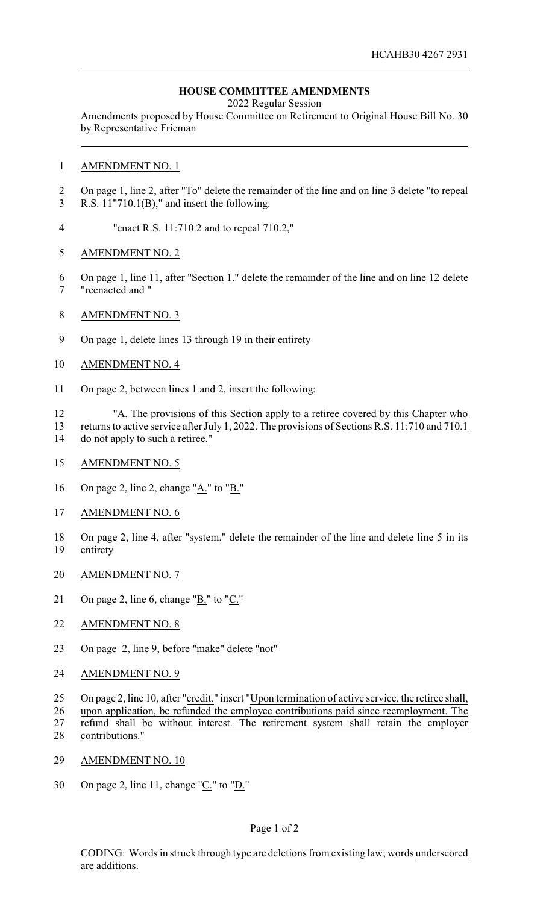HCAHB30 4267 2931

## HOUSE COMMITTEE AMENDMENTS

2022 Regular Session

Amendments proposed by House Committee on Retirement to Original House Bill No. 30 by Representative Frieman

AMENDMENT NO. 1

On page 1, line 2, after "To" delete the remainder of the line and on line 3 delete "to repeal R.S. 11"710.1(B)," and insert the following:

"enact R.S. 11:710.2 and to repeal 710.2,"

AMENDMENT NO. 2

On page 1, line 11, after "Section 1." delete the remainder of the line and on line 12 delete "reenacted and "

AMENDMENT NO. 3

On page 1, delete lines 13 through 19 in their entirety

AMENDMENT NO. 4

On page 2, between lines 1 and 2, insert the following:

"A. The provisions of this Section apply to a retiree covered by this Chapter who returns to active service after July 1, 2022. The provisions of Sections R.S. 11:710 and 710.1 do not apply to such a retiree."

AMENDMENT NO. 5

On page 2, line 2, change "A." to "B."

AMENDMENT NO. 6

On page 2, line 4, after "system." delete the remainder of the line and delete line 5 in its entirety

AMENDMENT NO. 7

On page 2, line 6, change "B." to "C."

AMENDMENT NO. 8

On page 2, line 9, before "make" delete "not"

AMENDMENT NO. 9

On page 2, line 10, after "credit." insert "Upon termination of active service, the retiree shall, upon application, be refunded the employee contributions paid since reemployment. The refund shall be without interest. The retirement system shall retain the employer contributions."

AMENDMENT NO. 10

On page 2, line 11, change "C." to "D."

CODING: Words in ~~struck through~~ type are deletions from existing law; words underscored are additions.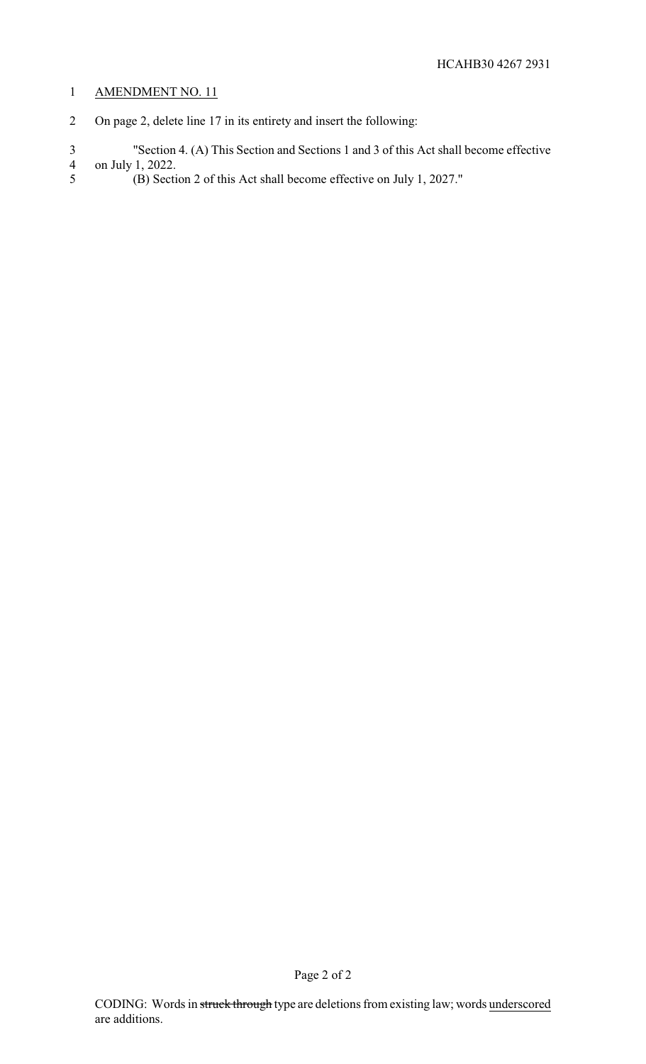AMENDMENT NO. 11

On page 2, delete line 17 in its entirety and insert the following:

"Section 4. (A) This Section and Sections 1 and 3 of this Act shall become effective on July 1, 2022.

(B) Section 2 of this Act shall become effective on July 1, 2027."

CODING: Words in ~~struck through~~ type are deletions from existing law; words <u>underscored</u> are additions.